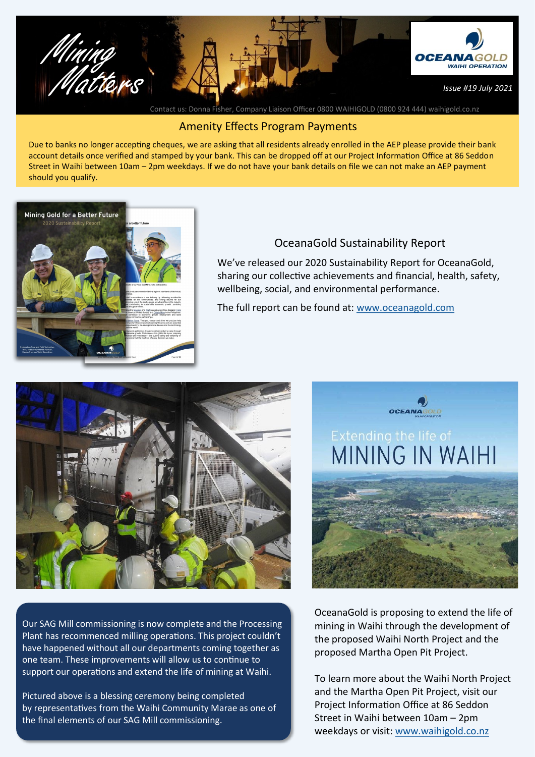# Mining Matters

Issue #19 July 2021

Contact us: Donna Fisher, Company Liaison Officer 0800 WAIHIGOLD (0800 924 444) waihigold.co.nz

## Amenity Effects Program Payments

Due to banks no longer accepting cheques, we are asking that all residents already enrolled in the AEP please provide their bank account details once verified and stamped by your bank. This can be dropped off at our Project Information Office at 86 Seddon Street in Waihi between 10am – 2pm weekdays. If we do not have your bank details on file we can not make an AEP payment should you qualify.

## OceanaGold Sustainability Report

We've released our 2020 Sustainability Report for OceanaGold, sharing our collective achievements and financial, health, safety, wellbeing, social, and environmental performance.

The full report can be found at: www.oceanagold.com

Our SAG Mill commissioning is now complete and the Processing Plant has recommenced milling operations. This project couldn't have happened without all our departments coming together as one team. These improvements will allow us to continue to support our operations and extend the life of mining at Waihi.

Pictured above is a blessing ceremony being completed by representatives from the Waihi Community Marae as one of the final elements of our SAG Mill commissioning.

## Extending the life of MINING IN WAIHI

OceanaGold is proposing to extend the life of mining in Waihi through the development of the proposed Waihi North Project and the proposed Martha Open Pit Project.

To learn more about the Waihi North Project and the Martha Open Pit Project, visit our Project Information Office at 86 Seddon Street in Waihi between 10am – 2pm weekdays or visit: www.waihigold.co.nz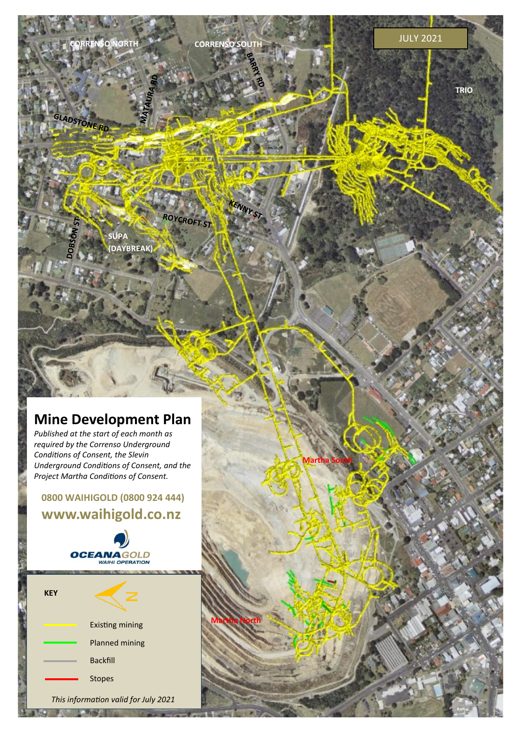JULY 2021

CORRENSO NORTH

CORRENSO SOUTH

BARRY RD

MATAURA RD

GLADSTONE RD

TRIO

KENNY ST

ROYCROFT ST

DOBSON ST

SUPA (DAYBREAK)

Martha South

Martha North

# Mine Development Plan

*Published at the start of each month as required by the Correnso Underground Conditions of Consent, the Slevin Underground Conditions of Consent, and the Project Martha Conditions of Consent.*

**0800 WAIHIGOLD (0800 924 444)**

**www.waihigold.co.nz**

OCEANAGOLD WAIHI OPERATION

**KEY**

Z

Existing mining

Planned mining

Backfill

Stopes

*This information valid for July 2021*